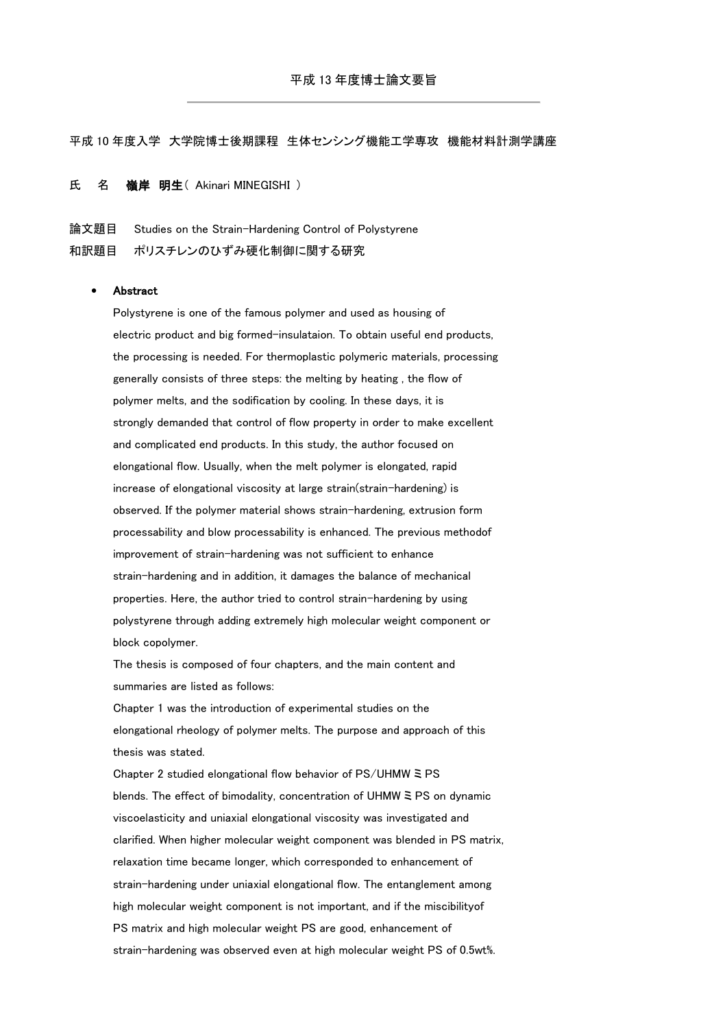平成 13 年度博士論文要旨

平成 10 年度入学　大学院博士後期課程　生体センシング機能工学専攻　機能材料計測学講座

氏　名　**嶺岸　明生**（ Akinari MINEGISHI ）

論文題目　Studies on the Strain-Hardening Control of Polystyrene
和訳題目　ポリスチレンのひずみ硬化制御に関する研究

- **Abstract**

  Polystyrene is one of the famous polymer and used as housing of electric product and big formed-insulataion. To obtain useful end products, the processing is needed. For thermoplastic polymeric materials, processing generally consists of three steps: the melting by heating , the flow of polymer melts, and the sodification by cooling. In these days, it is strongly demanded that control of flow property in order to make excellent and complicated end products. In this study, the author focused on elongational flow. Usually, when the melt polymer is elongated, rapid increase of elongational viscosity at large strain(strain-hardening) is observed. If the polymer material shows strain-hardening, extrusion form processability and blow processability is enhanced. The previous methodof improvement of strain-hardening was not sufficient to enhance strain-hardening and in addition, it damages the balance of mechanical properties. Here, the author tried to control strain-hardening by using polystyrene through adding extremely high molecular weight component or block copolymer.

  The thesis is composed of four chapters, and the main content and summaries are listed as follows:

  Chapter 1 was the introduction of experimental studies on the elongational rheology of polymer melts. The purpose and approach of this thesis was stated.

  Chapter 2 studied elongational flow behavior of PS/UHMWミPS blends. The effect of bimodality, concentration of UHMWミPS on dynamic viscoelasticity and uniaxial elongational viscosity was investigated and clarified. When higher molecular weight component was blended in PS matrix, relaxation time became longer, which corresponded to enhancement of strain-hardening under uniaxial elongational flow. The entanglement among high molecular weight component is not important, and if the miscibilityof PS matrix and high molecular weight PS are good, enhancement of strain-hardening was observed even at high molecular weight PS of 0.5wt%.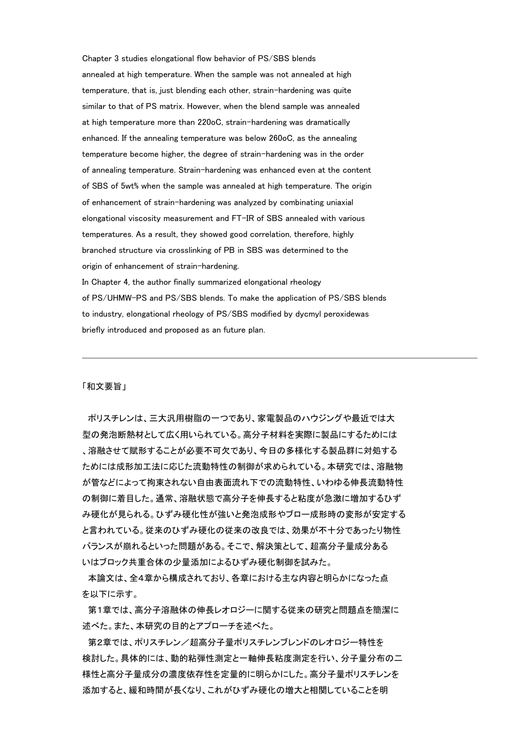Chapter 3 studies elongational flow behavior of PS/SBS blends annealed at high temperature. When the sample was not annealed at high temperature, that is, just blending each other, strain-hardening was quite similar to that of PS matrix. However, when the blend sample was annealed at high temperature more than 220oC, strain-hardening was dramatically enhanced. If the annealing temperature was below 260oC, as the annealing temperature become higher, the degree of strain-hardening was in the order of annealing temperature. Strain-hardening was enhanced even at the content of SBS of 5wt% when the sample was annealed at high temperature. The origin of enhancement of strain-hardening was analyzed by combinating uniaxial elongational viscosity measurement and FT-IR of SBS annealed with various temperatures. As a result, they showed good correlation, therefore, highly branched structure via crosslinking of PB in SBS was determined to the origin of enhancement of strain-hardening.

In Chapter 4, the author finally summarized elongational rheology of PS/UHMW-PS and PS/SBS blends. To make the application of PS/SBS blends to industry, elongational rheology of PS/SBS modified by dycmyl peroxidewas briefly introduced and proposed as an future plan.

---

「和文要旨」

　ポリスチレンは、三大汎用樹脂の一つであり、家電製品のハウジングや最近では大型の発泡断熱材として広く用いられている。高分子材料を実際に製品にするためには、溶融させて賦形することが必要不可欠であり、今日の多様化する製品群に対処するためには成形加工法に応じた流動特性の制御が求められている。本研究では、溶融物が管などによって拘束されない自由表面流れ下での流動特性、いわゆる伸長流動特性の制御に着目した。通常、溶融状態で高分子を伸長すると粘度が急激に増加するひずみ硬化が見られる。ひずみ硬化性が強いと発泡成形やブロー成形時の変形が安定すると言われている。従来のひずみ硬化の従来の改良では、効果が不十分であったり物性バランスが崩れるといった問題がある。そこで、解決策として、超高分子量成分あるいはブロック共重合体の少量添加によるひずみ硬化制御を試みた。

　本論文は、全4章から構成されており、各章における主な内容と明らかになった点を以下に示す。

　第1章では、高分子溶融体の伸長レオロジーに関する従来の研究と問題点を簡潔に述べた。また、本研究の目的とアプローチを述べた。

　第2章では、ポリスチレン／超高分子量ポリスチレンブレンドのレオロジー特性を検討した。具体的には、動的粘弾性測定と一軸伸長粘度測定を行い、分子量分布の二様性と高分子量成分の濃度依存性を定量的に明らかにした。高分子量ポリスチレンを添加すると、緩和時間が長くなり、これがひずみ硬化の増大と相関していることを明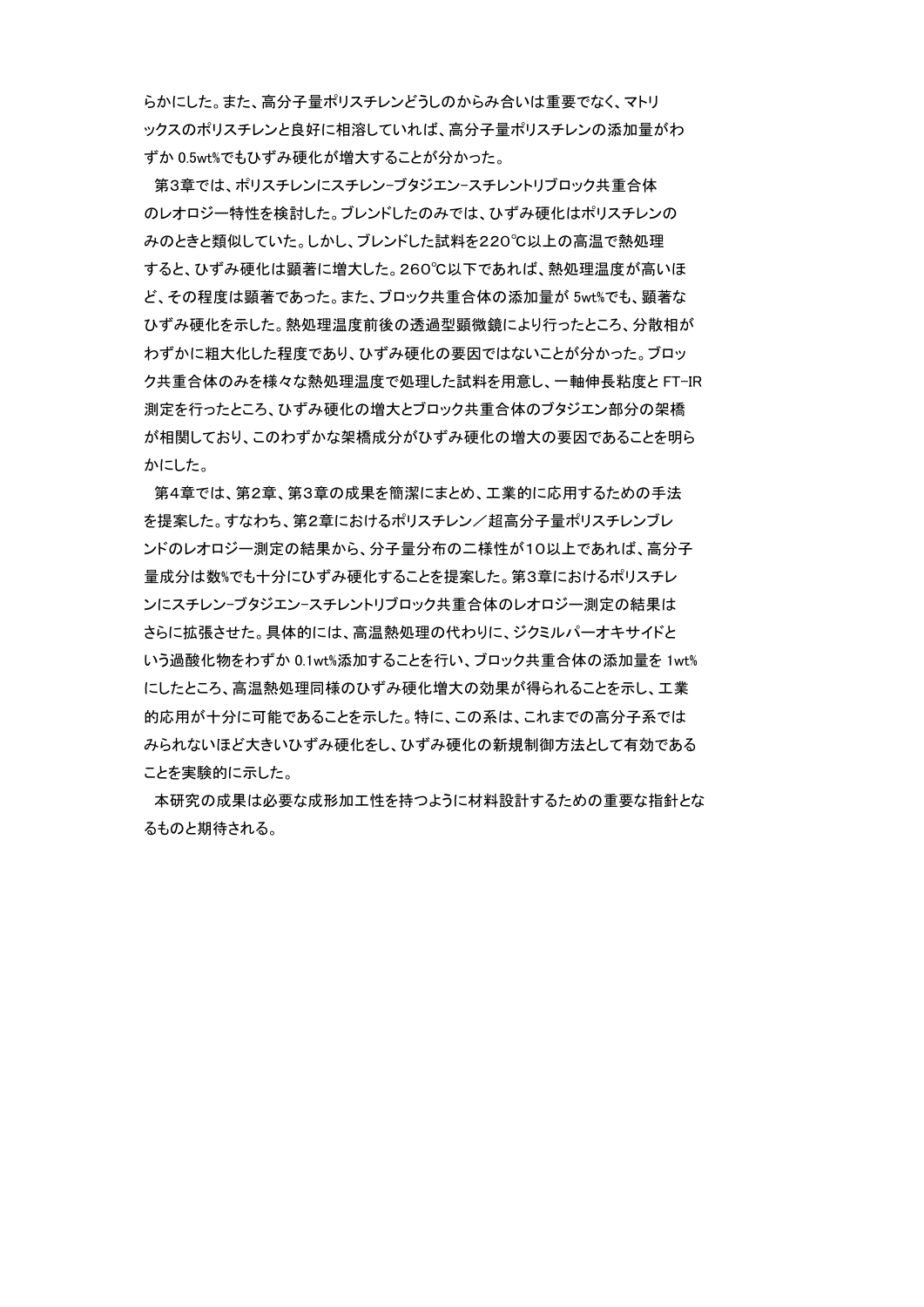らかにした。また、高分子量ポリスチレンどうしのからみ合いは重要でなく、マトリックスのポリスチレンと良好に相溶していれば、高分子量ポリスチレンの添加量がわずか 0.5wt%でもひずみ硬化が増大することが分かった。

第3章では、ポリスチレンにスチレン−ブタジエン−スチレントリブロック共重合体のレオロジー特性を検討した。ブレンドしたのみでは、ひずみ硬化はポリスチレンのみのときと類似していた。しかし、ブレンドした試料を220℃以上の高温で熱処理すると、ひずみ硬化は顕著に増大した。260℃以下であれば、熱処理温度が高いほど、その程度は顕著であった。また、ブロック共重合体の添加量が 5wt%でも、顕著なひずみ硬化を示した。熱処理温度前後の透過型顕微鏡により行ったところ、分散相がわずかに粗大化した程度であり、ひずみ硬化の要因ではないことが分かった。ブロック共重合体のみを様々な熱処理温度で処理した試料を用意し、一軸伸長粘度と FT−IR 測定を行ったところ、ひずみ硬化の増大とブロック共重合体のブタジエン部分の架橋が相関しており、このわずかな架橋成分がひずみ硬化の増大の要因であることを明らかにした。

第4章では、第2章、第3章の成果を簡潔にまとめ、工業的に応用するための手法を提案した。すなわち、第2章におけるポリスチレン／超高分子量ポリスチレンブレンドのレオロジー測定の結果から、分子量分布の二様性が10以上であれば、高分子量成分は数%でも十分にひずみ硬化することを提案した。第3章におけるポリスチレンにスチレン−ブタジエン−スチレントリブロック共重合体のレオロジー測定の結果はさらに拡張させた。具体的には、高温熱処理の代わりに、ジクミルパーオキサイドという過酸化物をわずか 0.1wt%添加することを行い、ブロック共重合体の添加量を 1wt%にしたところ、高温熱処理同様のひずみ硬化増大の効果が得られることを示し、工業的応用が十分に可能であることを示した。特に、この系は、これまでの高分子系ではみられないほど大きいひずみ硬化をし、ひずみ硬化の新規制御方法として有効であることを実験的に示した。

本研究の成果は必要な成形加工性を持つように材料設計するための重要な指針となるものと期待される。